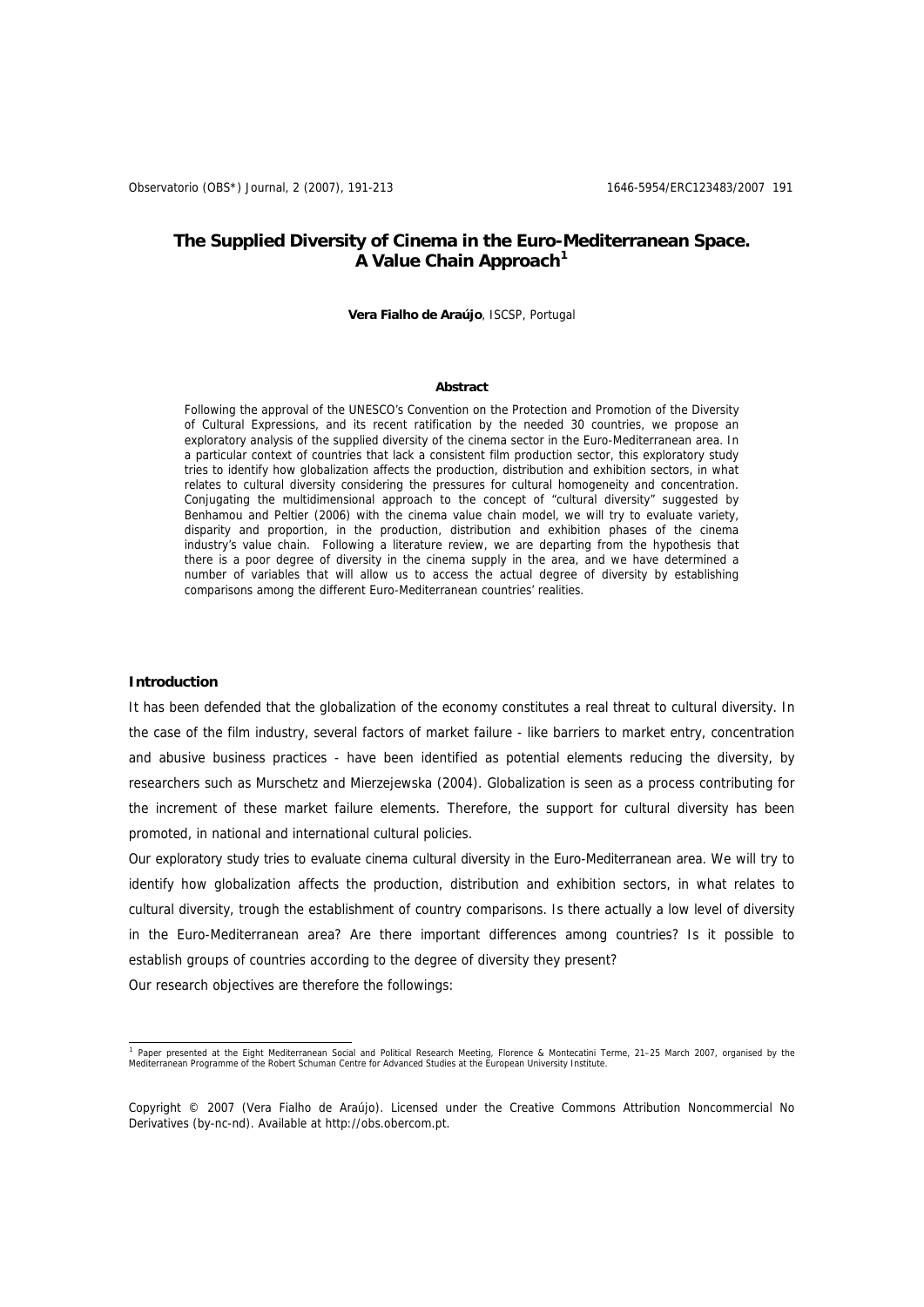# The Supplied Diversity of Cinema in the Euro-Mediterranean Space. A Value Chain Approach[1]

**Vera Fialho de Araújo**, ISCSP, Portugal

**Abstract**

Following the approval of the UNESCO's Convention on the Protection and Promotion of the Diversity of Cultural Expressions, and its recent ratification by the needed 30 countries, we propose an exploratory analysis of the supplied diversity of the cinema sector in the Euro-Mediterranean area. In a particular context of countries that lack a consistent film production sector, this exploratory study tries to identify how globalization affects the production, distribution and exhibition sectors, in what relates to cultural diversity considering the pressures for cultural homogeneity and concentration. Conjugating the multidimensional approach to the concept of "cultural diversity" suggested by Benhamou and Peltier (2006) with the cinema value chain model, we will try to evaluate variety, disparity and proportion, in the production, distribution and exhibition phases of the cinema industry's value chain. Following a literature review, we are departing from the hypothesis that there is a poor degree of diversity in the cinema supply in the area, and we have determined a number of variables that will allow us to access the actual degree of diversity by establishing comparisons among the different Euro-Mediterranean countries' realities.

## Introduction

It has been defended that the globalization of the economy constitutes a real threat to cultural diversity. In the case of the film industry, several factors of market failure - like barriers to market entry, concentration and abusive business practices - have been identified as potential elements reducing the diversity, by researchers such as Murschetz and Mierzejewska (2004). Globalization is seen as a process contributing for the increment of these market failure elements. Therefore, the support for cultural diversity has been promoted, in national and international cultural policies.

Our exploratory study tries to evaluate cinema cultural diversity in the Euro-Mediterranean area. We will try to identify how globalization affects the production, distribution and exhibition sectors, in what relates to cultural diversity, trough the establishment of country comparisons. Is there actually a low level of diversity in the Euro-Mediterranean area? Are there important differences among countries? Is it possible to establish groups of countries according to the degree of diversity they present?

Our research objectives are therefore the followings:

[1] Paper presented at the Eight Mediterranean Social and Political Research Meeting, Florence & Montecatini Terme, 21–25 March 2007, organised by the Mediterranean Programme of the Robert Schuman Centre for Advanced Studies at the European University Institute.

Copyright © 2007 (Vera Fialho de Araújo). Licensed under the Creative Commons Attribution Noncommercial No Derivatives (by-nc-nd). Available at http://obs.obercom.pt.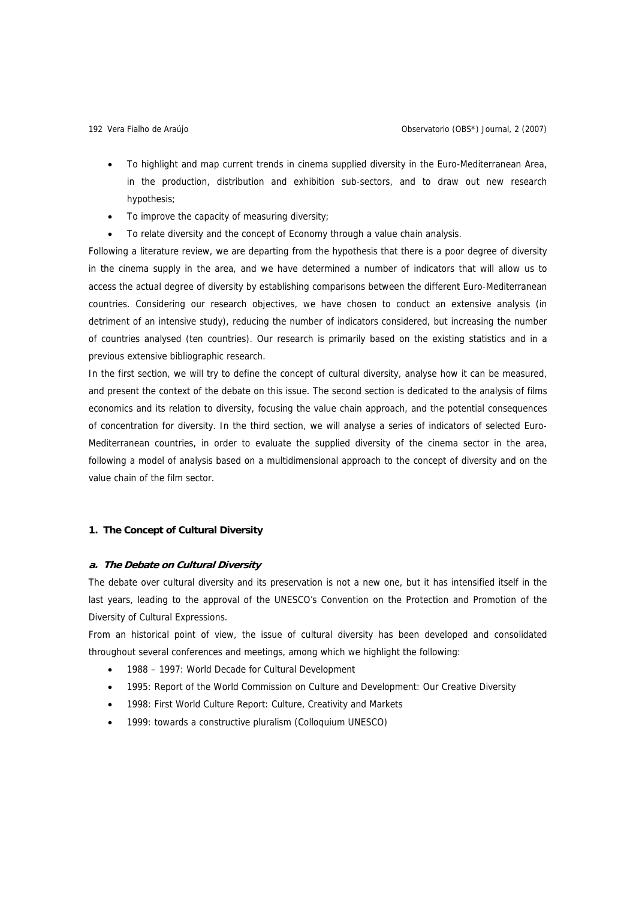- To highlight and map current trends in cinema supplied diversity in the Euro-Mediterranean Area, in the production, distribution and exhibition sub-sectors, and to draw out new research hypothesis;
- To improve the capacity of measuring diversity;
- To relate diversity and the concept of Economy through a value chain analysis.

Following a literature review, we are departing from the hypothesis that there is a poor degree of diversity in the cinema supply in the area, and we have determined a number of indicators that will allow us to access the actual degree of diversity by establishing comparisons between the different Euro-Mediterranean countries. Considering our research objectives, we have chosen to conduct an extensive analysis (in detriment of an intensive study), reducing the number of indicators considered, but increasing the number of countries analysed (ten countries). Our research is primarily based on the existing statistics and in a previous extensive bibliographic research.

In the first section, we will try to define the concept of cultural diversity, analyse how it can be measured, and present the context of the debate on this issue. The second section is dedicated to the analysis of films economics and its relation to diversity, focusing the value chain approach, and the potential consequences of concentration for diversity. In the third section, we will analyse a series of indicators of selected Euro-Mediterranean countries, in order to evaluate the supplied diversity of the cinema sector in the area, following a model of analysis based on a multidimensional approach to the concept of diversity and on the value chain of the film sector.

## 1. The Concept of Cultural Diversity

### *a. The Debate on Cultural Diversity*

The debate over cultural diversity and its preservation is not a new one, but it has intensified itself in the last years, leading to the approval of the UNESCO's Convention on the Protection and Promotion of the Diversity of Cultural Expressions.

From an historical point of view, the issue of cultural diversity has been developed and consolidated throughout several conferences and meetings, among which we highlight the following:

- 1988 – 1997: World Decade for Cultural Development
- 1995: Report of the World Commission on Culture and Development: Our Creative Diversity
- 1998: First World Culture Report: Culture, Creativity and Markets
- 1999: towards a constructive pluralism (Colloquium UNESCO)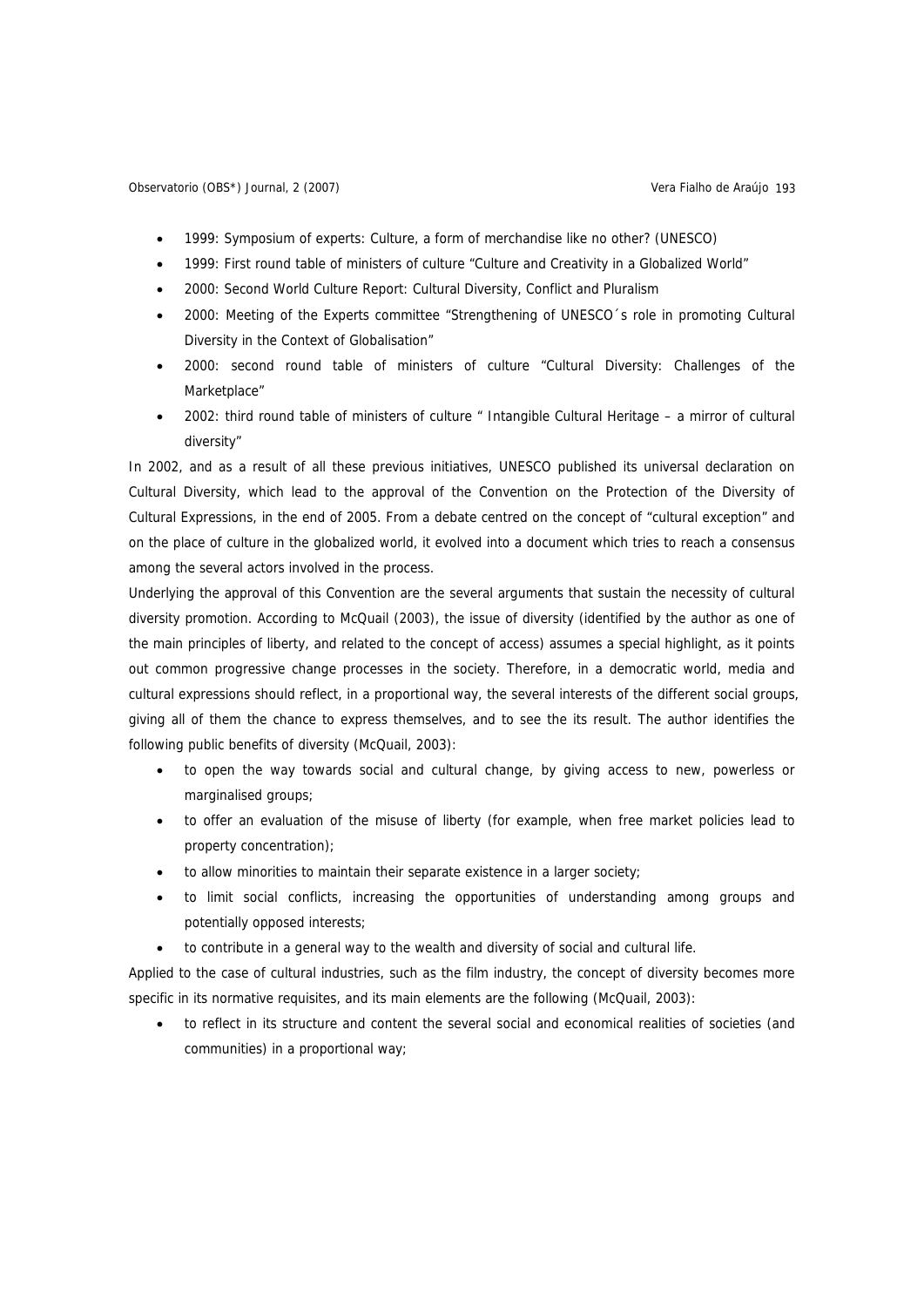- 1999: Symposium of experts: Culture, a form of merchandise like no other? (UNESCO)
- 1999: First round table of ministers of culture "Culture and Creativity in a Globalized World"
- 2000: Second World Culture Report: Cultural Diversity, Conflict and Pluralism
- 2000: Meeting of the Experts committee "Strengthening of UNESCO´s role in promoting Cultural Diversity in the Context of Globalisation"
- 2000: second round table of ministers of culture "Cultural Diversity: Challenges of the Marketplace"
- 2002: third round table of ministers of culture " Intangible Cultural Heritage – a mirror of cultural diversity"

In 2002, and as a result of all these previous initiatives, UNESCO published its universal declaration on Cultural Diversity, which lead to the approval of the Convention on the Protection of the Diversity of Cultural Expressions, in the end of 2005. From a debate centred on the concept of "cultural exception" and on the place of culture in the globalized world, it evolved into a document which tries to reach a consensus among the several actors involved in the process.

Underlying the approval of this Convention are the several arguments that sustain the necessity of cultural diversity promotion. According to McQuail (2003), the issue of diversity (identified by the author as one of the main principles of liberty, and related to the concept of access) assumes a special highlight, as it points out common progressive change processes in the society. Therefore, in a democratic world, media and cultural expressions should reflect, in a proportional way, the several interests of the different social groups, giving all of them the chance to express themselves, and to see the its result. The author identifies the following public benefits of diversity (McQuail, 2003):

- to open the way towards social and cultural change, by giving access to new, powerless or marginalised groups;
- to offer an evaluation of the misuse of liberty (for example, when free market policies lead to property concentration);
- to allow minorities to maintain their separate existence in a larger society;
- to limit social conflicts, increasing the opportunities of understanding among groups and potentially opposed interests;
- to contribute in a general way to the wealth and diversity of social and cultural life.

Applied to the case of cultural industries, such as the film industry, the concept of diversity becomes more specific in its normative requisites, and its main elements are the following (McQuail, 2003):

- to reflect in its structure and content the several social and economical realities of societies (and communities) in a proportional way;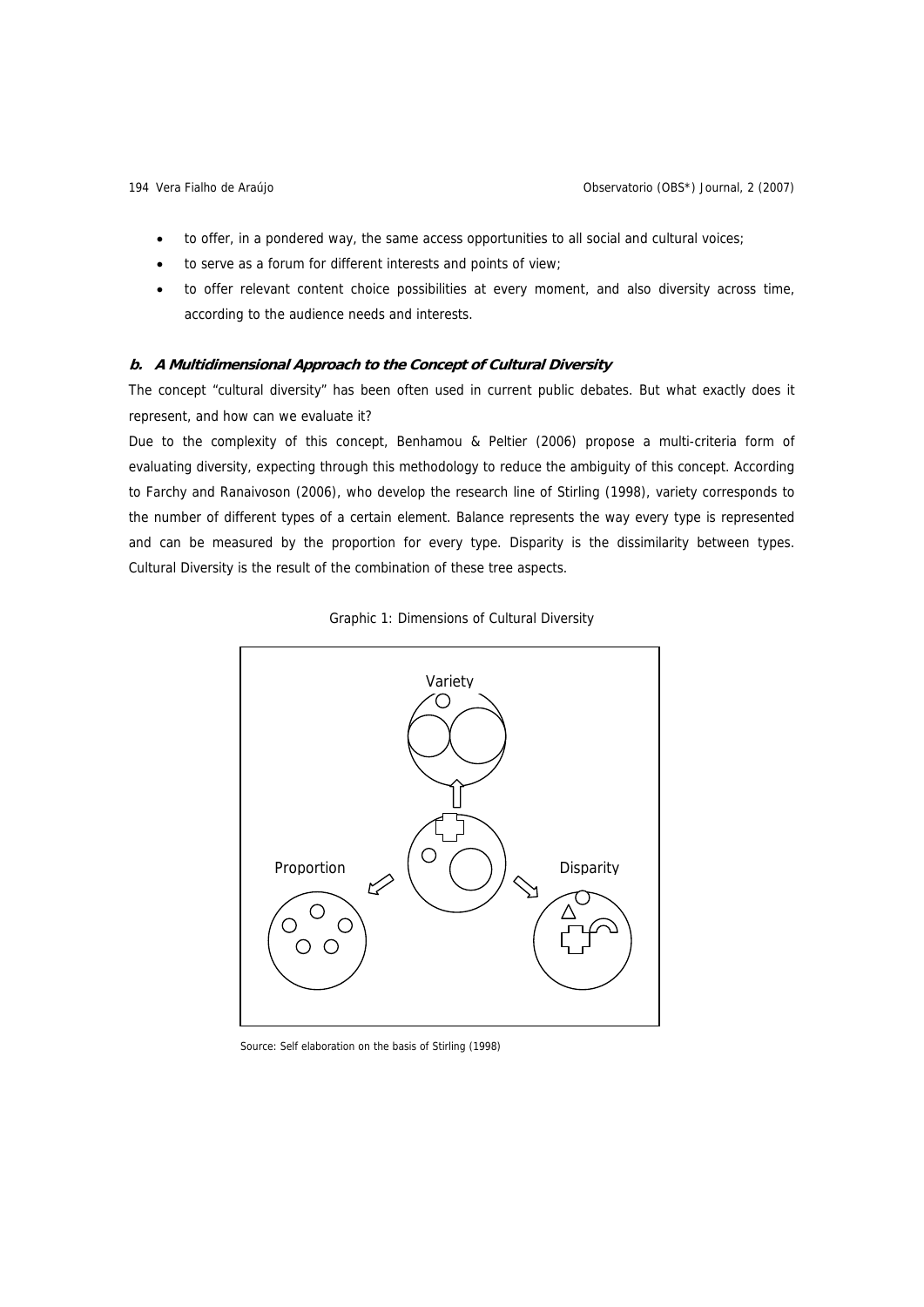- to offer, in a pondered way, the same access opportunities to all social and cultural voices;
- to serve as a forum for different interests and points of view;
- to offer relevant content choice possibilities at every moment, and also diversity across time, according to the audience needs and interests.

### ***b. A Multidimensional Approach to the Concept of Cultural Diversity***

The concept "cultural diversity" has been often used in current public debates. But what exactly does it represent, and how can we evaluate it?

Due to the complexity of this concept, Benhamou & Peltier (2006) propose a multi-criteria form of evaluating diversity, expecting through this methodology to reduce the ambiguity of this concept. According to Farchy and Ranaivoson (2006), who develop the research line of Stirling (1998), variety corresponds to the number of different types of a certain element. Balance represents the way every type is represented and can be measured by the proportion for every type. Disparity is the dissimilarity between types. Cultural Diversity is the result of the combination of these tree aspects.

Graphic 1: Dimensions of Cultural Diversity

Variety

Proportion

Disparity

Source: Self elaboration on the basis of Stirling (1998)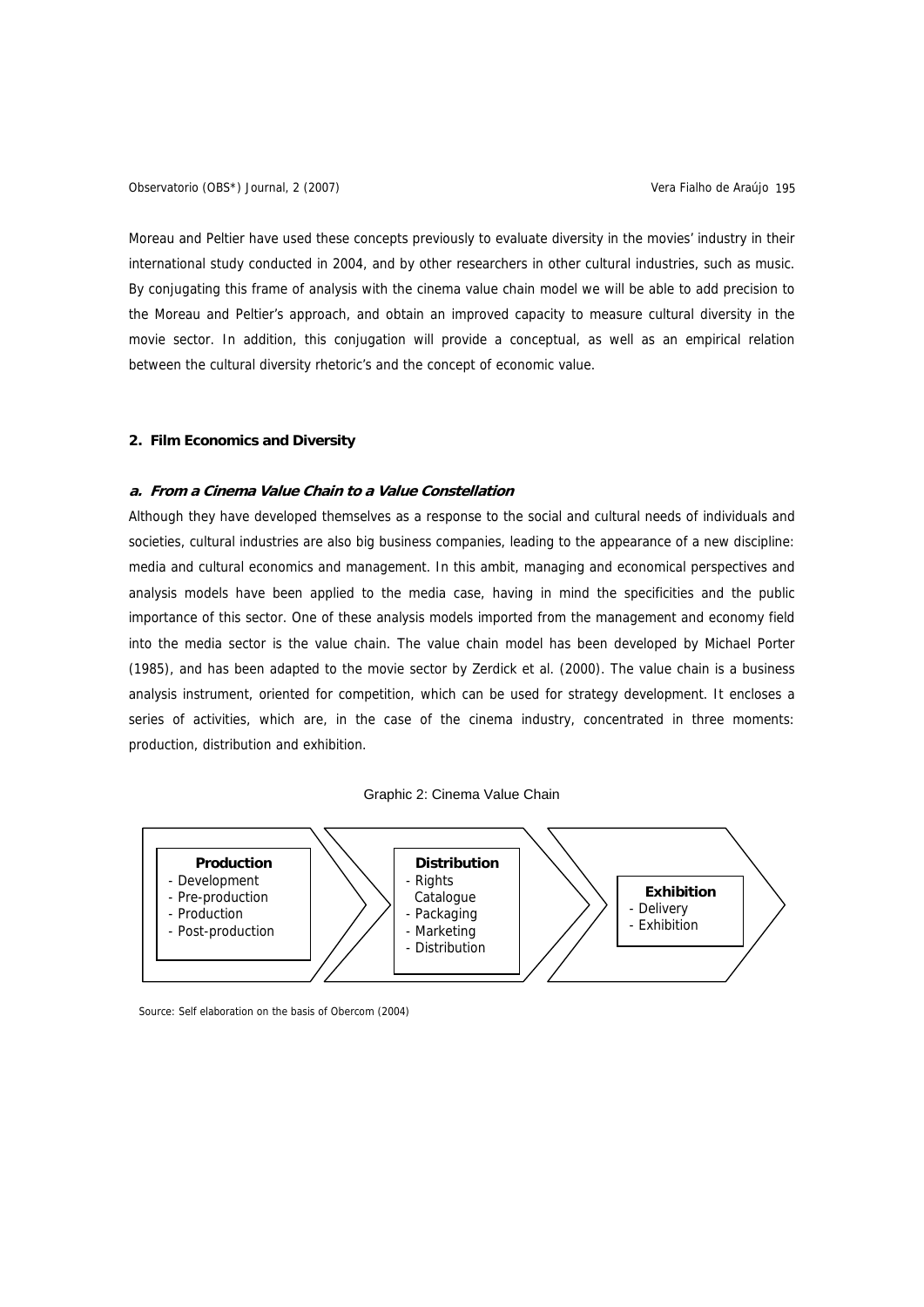Moreau and Peltier have used these concepts previously to evaluate diversity in the movies' industry in their international study conducted in 2004, and by other researchers in other cultural industries, such as music. By conjugating this frame of analysis with the cinema value chain model we will be able to add precision to the Moreau and Peltier's approach, and obtain an improved capacity to measure cultural diversity in the movie sector. In addition, this conjugation will provide a conceptual, as well as an empirical relation between the cultural diversity rhetoric's and the concept of economic value.

## 2. Film Economics and Diversity

### *a. From a Cinema Value Chain to a Value Constellation*

Although they have developed themselves as a response to the social and cultural needs of individuals and societies, cultural industries are also big business companies, leading to the appearance of a new discipline: media and cultural economics and management. In this ambit, managing and economical perspectives and analysis models have been applied to the media case, having in mind the specificities and the public importance of this sector. One of these analysis models imported from the management and economy field into the media sector is the value chain. The value chain model has been developed by Michael Porter (1985), and has been adapted to the movie sector by Zerdick et al. (2000). The value chain is a business analysis instrument, oriented for competition, which can be used for strategy development. It encloses a series of activities, which are, in the case of the cinema industry, concentrated in three moments: production, distribution and exhibition.

Graphic 2: Cinema Value Chain

**Production**
- Development
- Pre-production
- Production
- Post-production

**Distribution**
- Rights Catalogue
- Packaging
- Marketing
- Distribution

**Exhibition**
- Delivery
- Exhibition

Source: Self elaboration on the basis of Obercom (2004)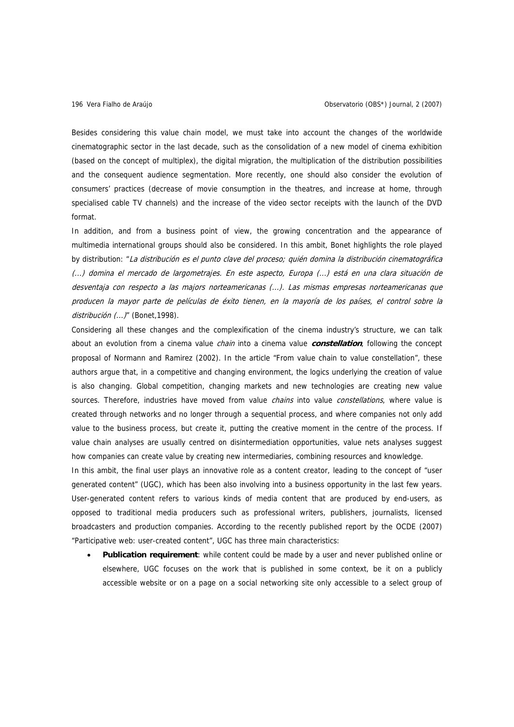Besides considering this value chain model, we must take into account the changes of the worldwide cinematographic sector in the last decade, such as the consolidation of a new model of cinema exhibition (based on the concept of multiplex), the digital migration, the multiplication of the distribution possibilities and the consequent audience segmentation. More recently, one should also consider the evolution of consumers' practices (decrease of movie consumption in the theatres, and increase at home, through specialised cable TV channels) and the increase of the video sector receipts with the launch of the DVD format.

In addition, and from a business point of view, the growing concentration and the appearance of multimedia international groups should also be considered. In this ambit, Bonet highlights the role played by distribution: "*La distribución es el punto clave del proceso; quién domina la distribución cinematográfica (...) domina el mercado de largometrajes. En este aspecto, Europa (...) está en una clara situación de desventaja con respecto a las majors norteamericanas (...). Las mismas empresas norteamericanas que producen la mayor parte de películas de éxito tienen, en la mayoría de los países, el control sobre la distribución (...)*" (Bonet,1998).

Considering all these changes and the complexification of the cinema industry's structure, we can talk about an evolution from a cinema value *chain* into a cinema value ***constellation***, following the concept proposal of Normann and Ramirez (2002). In the article "From value chain to value constellation", these authors argue that, in a competitive and changing environment, the logics underlying the creation of value is also changing. Global competition, changing markets and new technologies are creating new value sources. Therefore, industries have moved from value *chains* into value *constellations*, where value is created through networks and no longer through a sequential process, and where companies not only add value to the business process, but create it, putting the creative moment in the centre of the process. If value chain analyses are usually centred on disintermediation opportunities, value nets analyses suggest how companies can create value by creating new intermediaries, combining resources and knowledge.

In this ambit, the final user plays an innovative role as a content creator, leading to the concept of "user generated content" (UGC), which has been also involving into a business opportunity in the last few years. User-generated content refers to various kinds of media content that are produced by end-users, as opposed to traditional media producers such as professional writers, publishers, journalists, licensed broadcasters and production companies. According to the recently published report by the OCDE (2007) "Participative web: user-created content", UGC has three main characteristics:

- **Publication requirement**: while content could be made by a user and never published online or elsewhere, UGC focuses on the work that is published in some context, be it on a publicly accessible website or on a page on a social networking site only accessible to a select group of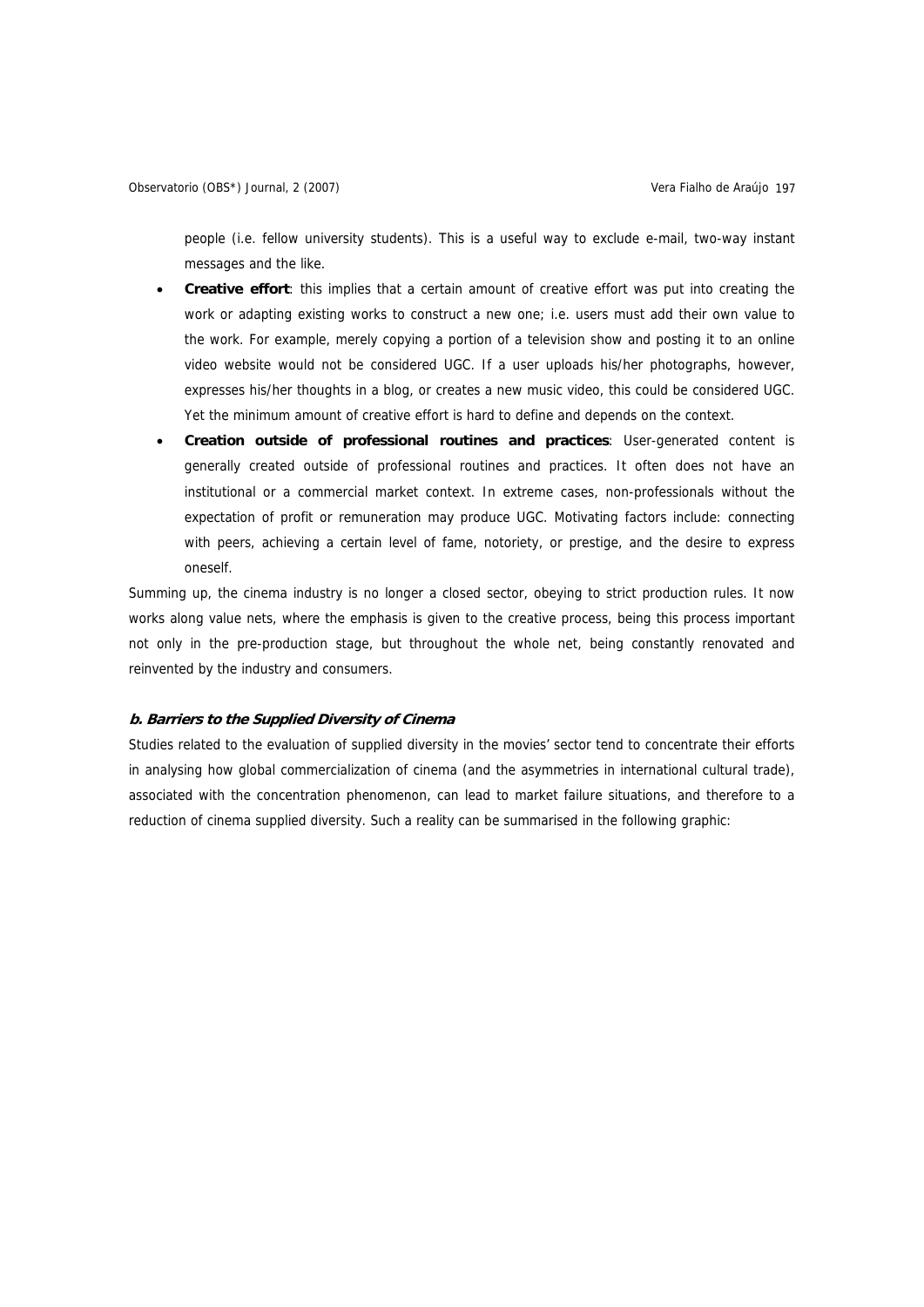people (i.e. fellow university students). This is a useful way to exclude e-mail, two-way instant messages and the like.

- **Creative effort**: this implies that a certain amount of creative effort was put into creating the work or adapting existing works to construct a new one; i.e. users must add their own value to the work. For example, merely copying a portion of a television show and posting it to an online video website would not be considered UGC. If a user uploads his/her photographs, however, expresses his/her thoughts in a blog, or creates a new music video, this could be considered UGC. Yet the minimum amount of creative effort is hard to define and depends on the context.
- **Creation outside of professional routines and practices**: User-generated content is generally created outside of professional routines and practices. It often does not have an institutional or a commercial market context. In extreme cases, non-professionals without the expectation of profit or remuneration may produce UGC. Motivating factors include: connecting with peers, achieving a certain level of fame, notoriety, or prestige, and the desire to express oneself.

Summing up, the cinema industry is no longer a closed sector, obeying to strict production rules. It now works along value nets, where the emphasis is given to the creative process, being this process important not only in the pre-production stage, but throughout the whole net, being constantly renovated and reinvented by the industry and consumers.

### *b. Barriers to the Supplied Diversity of Cinema*

Studies related to the evaluation of supplied diversity in the movies' sector tend to concentrate their efforts in analysing how global commercialization of cinema (and the asymmetries in international cultural trade), associated with the concentration phenomenon, can lead to market failure situations, and therefore to a reduction of cinema supplied diversity. Such a reality can be summarised in the following graphic: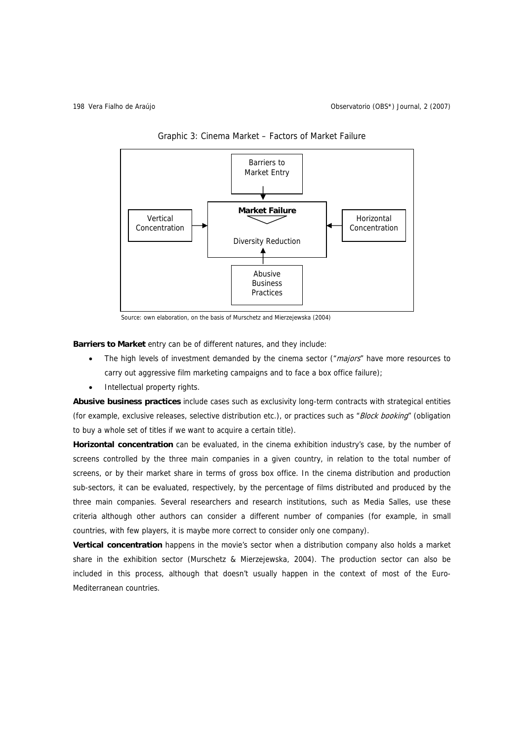Graphic 3: Cinema Market – Factors of Market Failure

Barriers to Market Entry

Vertical Concentration

**Market Failure**

Diversity Reduction

Horizontal Concentration

Abusive Business Practices

Source: own elaboration, on the basis of Murschetz and Mierzejewska (2004)

**Barriers to Market** entry can be of different natures, and they include:

- The high levels of investment demanded by the cinema sector ("*majors*" have more resources to carry out aggressive film marketing campaigns and to face a box office failure);
- Intellectual property rights.

**Abusive business practices** include cases such as exclusivity long-term contracts with strategical entities (for example, exclusive releases, selective distribution etc.), or practices such as "*Block booking*" (obligation to buy a whole set of titles if we want to acquire a certain title).

**Horizontal concentration** can be evaluated, in the cinema exhibition industry's case, by the number of screens controlled by the three main companies in a given country, in relation to the total number of screens, or by their market share in terms of gross box office. In the cinema distribution and production sub-sectors, it can be evaluated, respectively, by the percentage of films distributed and produced by the three main companies. Several researchers and research institutions, such as Media Salles, use these criteria although other authors can consider a different number of companies (for example, in small countries, with few players, it is maybe more correct to consider only one company).

**Vertical concentration** happens in the movie's sector when a distribution company also holds a market share in the exhibition sector (Murschetz & Mierzejewska, 2004). The production sector can also be included in this process, although that doesn't usually happen in the context of most of the Euro-Mediterranean countries.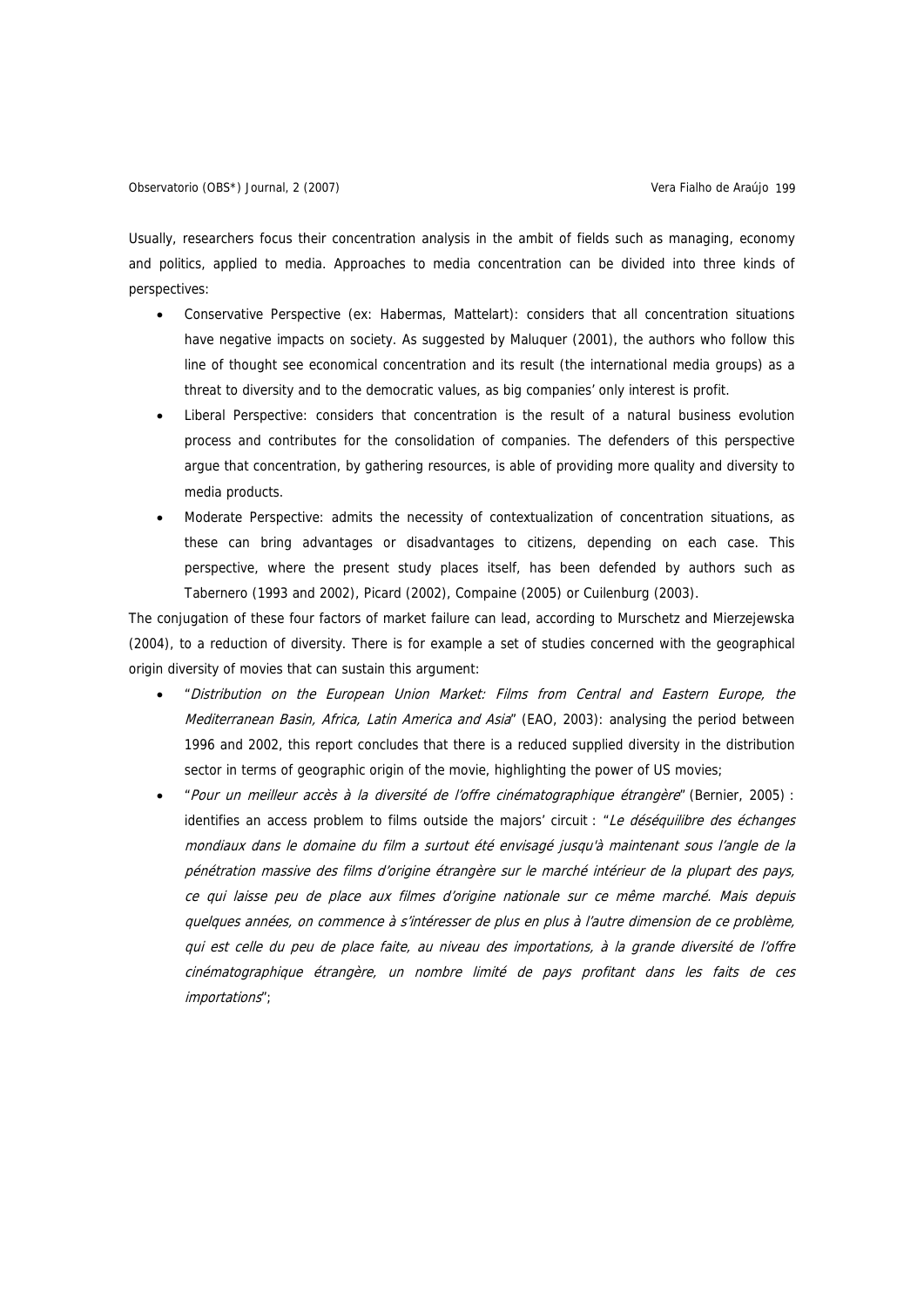Usually, researchers focus their concentration analysis in the ambit of fields such as managing, economy and politics, applied to media. Approaches to media concentration can be divided into three kinds of perspectives:

- Conservative Perspective (ex: Habermas, Mattelart): considers that all concentration situations have negative impacts on society. As suggested by Maluquer (2001), the authors who follow this line of thought see economical concentration and its result (the international media groups) as a threat to diversity and to the democratic values, as big companies' only interest is profit.
- Liberal Perspective: considers that concentration is the result of a natural business evolution process and contributes for the consolidation of companies. The defenders of this perspective argue that concentration, by gathering resources, is able of providing more quality and diversity to media products.
- Moderate Perspective: admits the necessity of contextualization of concentration situations, as these can bring advantages or disadvantages to citizens, depending on each case. This perspective, where the present study places itself, has been defended by authors such as Tabernero (1993 and 2002), Picard (2002), Compaine (2005) or Cuilenburg (2003).

The conjugation of these four factors of market failure can lead, according to Murschetz and Mierzejewska (2004), to a reduction of diversity. There is for example a set of studies concerned with the geographical origin diversity of movies that can sustain this argument:

- "*Distribution on the European Union Market: Films from Central and Eastern Europe, the Mediterranean Basin, Africa, Latin America and Asia*" (EAO, 2003): analysing the period between 1996 and 2002, this report concludes that there is a reduced supplied diversity in the distribution sector in terms of geographic origin of the movie, highlighting the power of US movies;
- "*Pour un meilleur accès à la diversité de l'offre cinématographique étrangère*" (Bernier, 2005) : identifies an access problem to films outside the majors' circuit : "*Le déséquilibre des échanges mondiaux dans le domaine du film a surtout été envisagé jusqu'à maintenant sous l'angle de la pénétration massive des films d'origine étrangère sur le marché intérieur de la plupart des pays, ce qui laisse peu de place aux filmes d'origine nationale sur ce même marché. Mais depuis quelques années, on commence à s'intéresser de plus en plus à l'autre dimension de ce problème, qui est celle du peu de place faite, au niveau des importations, à la grande diversité de l'offre cinématographique étrangère, un nombre limité de pays profitant dans les faits de ces importations*";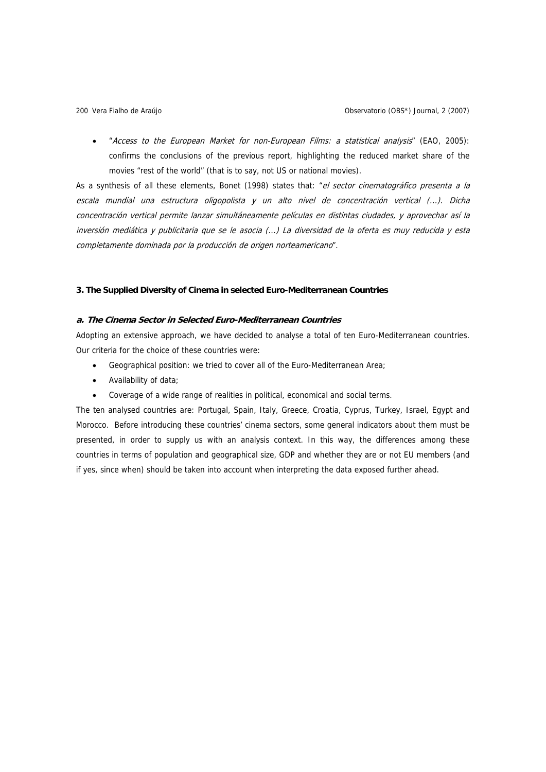- "*Access to the European Market for non-European Films: a statistical analysis*" (EAO, 2005): confirms the conclusions of the previous report, highlighting the reduced market share of the movies "rest of the world" (that is to say, not US or national movies).

As a synthesis of all these elements, Bonet (1998) states that: "*el sector cinematográfico presenta a la escala mundial una estructura oligopolista y un alto nivel de concentración vertical (...). Dicha concentración vertical permite lanzar simultáneamente películas en distintas ciudades, y aprovechar así la inversión mediática y publicitaria que se le asocia (...) La diversidad de la oferta es muy reducida y esta completamente dominada por la producción de origen norteamericano*".

## 3. The Supplied Diversity of Cinema in selected Euro-Mediterranean Countries

### *a. The Cinema Sector in Selected Euro-Mediterranean Countries*

Adopting an extensive approach, we have decided to analyse a total of ten Euro-Mediterranean countries. Our criteria for the choice of these countries were:

- Geographical position: we tried to cover all of the Euro-Mediterranean Area;
- Availability of data;
- Coverage of a wide range of realities in political, economical and social terms.

The ten analysed countries are: Portugal, Spain, Italy, Greece, Croatia, Cyprus, Turkey, Israel, Egypt and Morocco. Before introducing these countries' cinema sectors, some general indicators about them must be presented, in order to supply us with an analysis context. In this way, the differences among these countries in terms of population and geographical size, GDP and whether they are or not EU members (and if yes, since when) should be taken into account when interpreting the data exposed further ahead.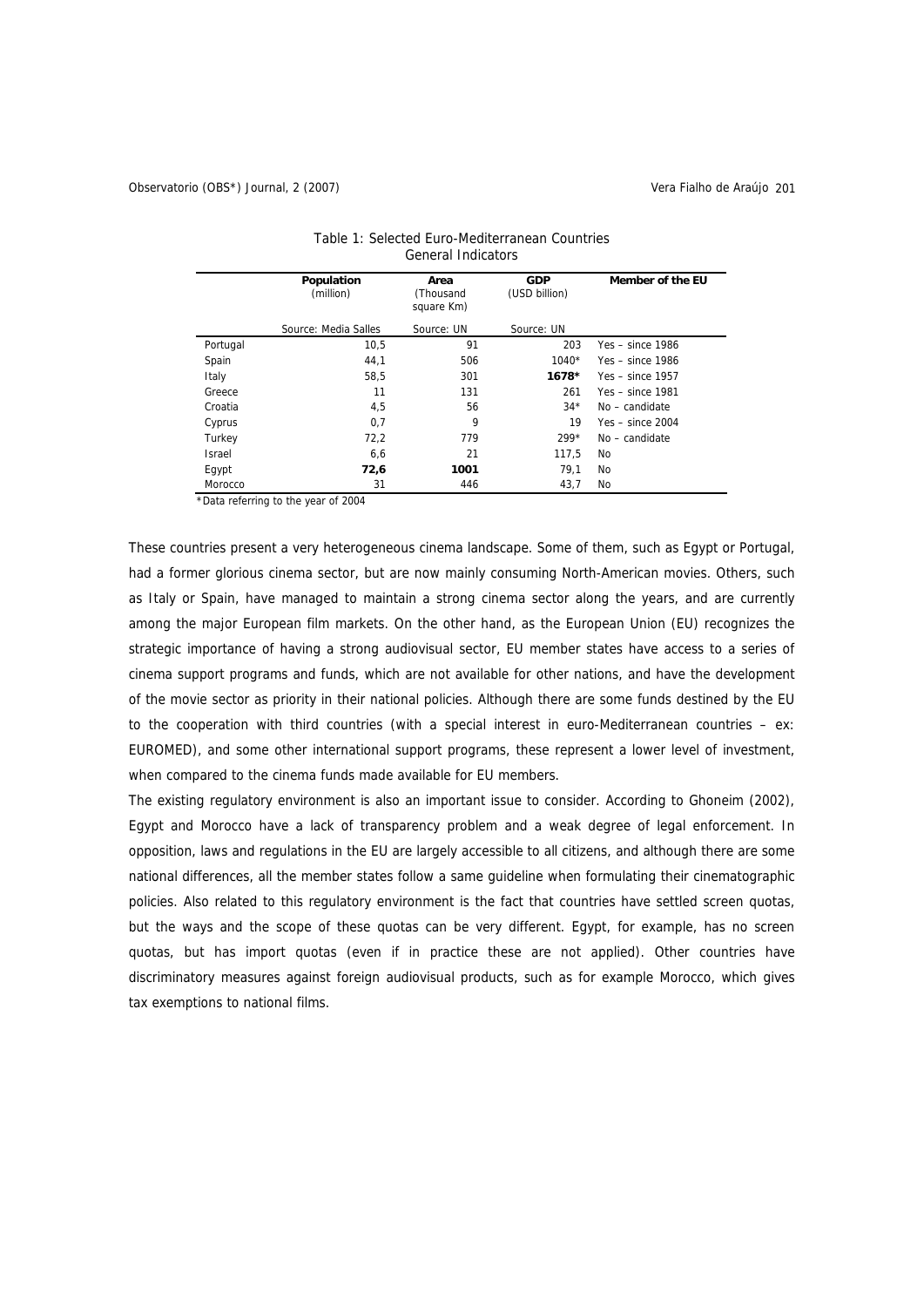Table 1: Selected Euro-Mediterranean Countries
General Indicators

| | **Population** (million) | **Area** (Thousand square Km) | **GDP** (USD billion) | **Member of the EU** |
|---|---|---|---|---|
| | Source: Media Salles | Source: UN | Source: UN | |
| Portugal | 10,5 | 91 | 203 | Yes – since 1986 |
| Spain | 44,1 | 506 | 1040* | Yes – since 1986 |
| Italy | 58,5 | 301 | **1678*** | Yes – since 1957 |
| Greece | 11 | 131 | 261 | Yes – since 1981 |
| Croatia | 4,5 | 56 | 34* | No – candidate |
| Cyprus | 0,7 | 9 | 19 | Yes – since 2004 |
| Turkey | 72,2 | 779 | 299* | No – candidate |
| Israel | 6,6 | 21 | 117,5 | No |
| Egypt | **72,6** | **1001** | 79,1 | No |
| Morocco | 31 | 446 | 43,7 | No |

*Data referring to the year of 2004

These countries present a very heterogeneous cinema landscape. Some of them, such as Egypt or Portugal, had a former glorious cinema sector, but are now mainly consuming North-American movies. Others, such as Italy or Spain, have managed to maintain a strong cinema sector along the years, and are currently among the major European film markets. On the other hand, as the European Union (EU) recognizes the strategic importance of having a strong audiovisual sector, EU member states have access to a series of cinema support programs and funds, which are not available for other nations, and have the development of the movie sector as priority in their national policies. Although there are some funds destined by the EU to the cooperation with third countries (with a special interest in euro-Mediterranean countries – ex: EUROMED), and some other international support programs, these represent a lower level of investment, when compared to the cinema funds made available for EU members.

The existing regulatory environment is also an important issue to consider. According to Ghoneim (2002), Egypt and Morocco have a lack of transparency problem and a weak degree of legal enforcement. In opposition, laws and regulations in the EU are largely accessible to all citizens, and although there are some national differences, all the member states follow a same guideline when formulating their cinematographic policies. Also related to this regulatory environment is the fact that countries have settled screen quotas, but the ways and the scope of these quotas can be very different. Egypt, for example, has no screen quotas, but has import quotas (even if in practice these are not applied). Other countries have discriminatory measures against foreign audiovisual products, such as for example Morocco, which gives tax exemptions to national films.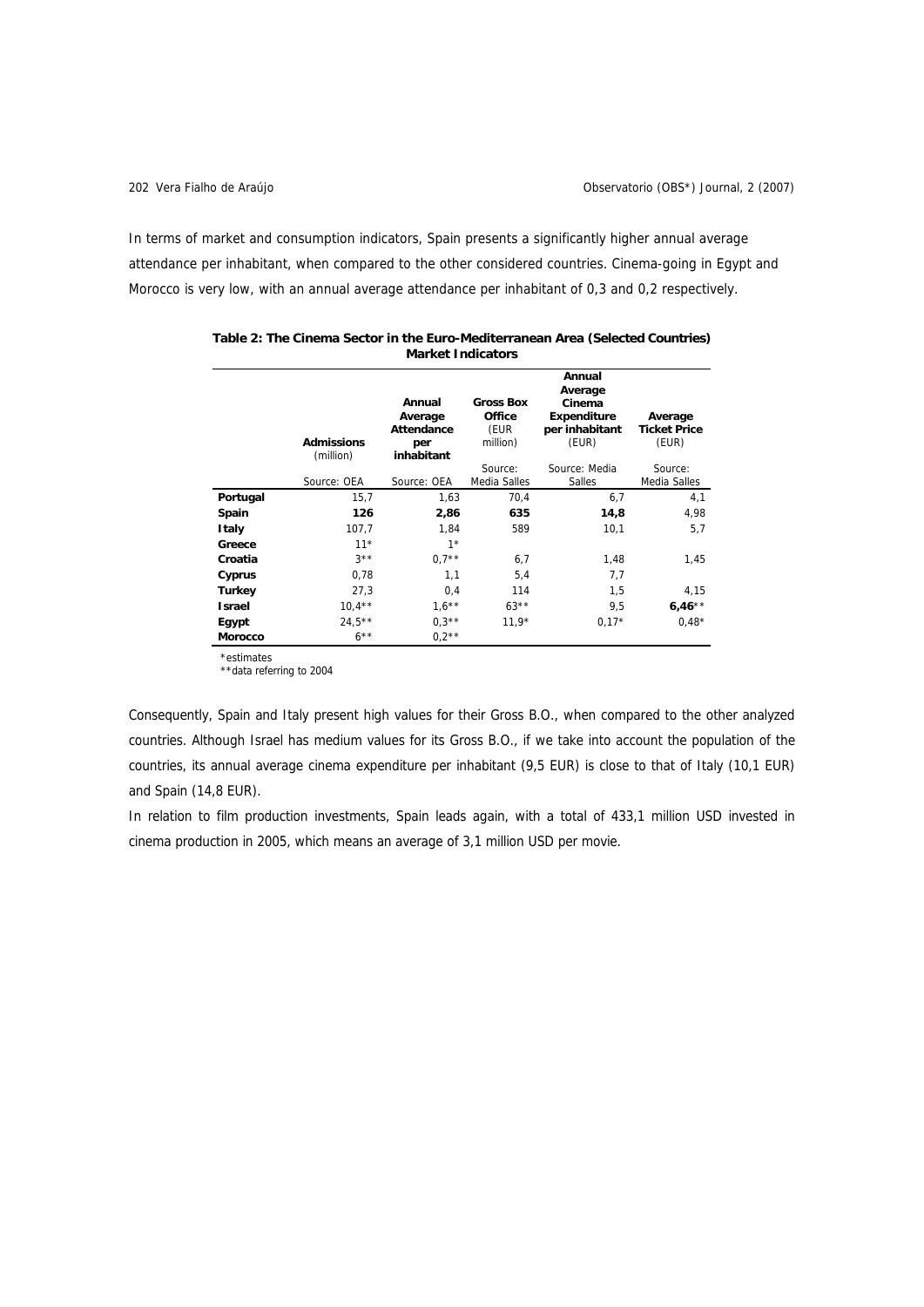In terms of market and consumption indicators, Spain presents a significantly higher annual average attendance per inhabitant, when compared to the other considered countries. Cinema-going in Egypt and Morocco is very low, with an annual average attendance per inhabitant of 0,3 and 0,2 respectively.

**Table 2: The Cinema Sector in the Euro-Mediterranean Area (Selected Countries) Market Indicators**

| | **Admissions** (million) | **Annual Average Attendance per inhabitant** | **Gross Box Office** (EUR million) | **Annual Average Cinema Expenditure per inhabitant** (EUR) | **Average Ticket Price** (EUR) |
|---|---|---|---|---|---|
| | Source: OEA | Source: OEA | Source: Media Salles | Source: Media Salles | Source: Media Salles |
| **Portugal** | 15,7 | 1,63 | 70,4 | 6,7 | 4,1 |
| **Spain** | **126** | **2,86** | **635** | **14,8** | 4,98 |
| **Italy** | 107,7 | 1,84 | 589 | 10,1 | 5,7 |
| **Greece** | 11* | 1* | | | |
| **Croatia** | 3** | 0,7** | 6,7 | 1,48 | 1,45 |
| **Cyprus** | 0,78 | 1,1 | 5,4 | 7,7 | |
| **Turkey** | 27,3 | 0,4 | 114 | 1,5 | 4,15 |
| **Israel** | 10,4** | 1,6** | 63** | 9,5 | **6,46**** |
| **Egypt** | 24,5** | 0,3** | 11,9* | 0,17* | 0,48* |
| **Morocco** | 6** | 0,2** | | | |

*estimates
**data referring to 2004

Consequently, Spain and Italy present high values for their Gross B.O., when compared to the other analyzed countries. Although Israel has medium values for its Gross B.O., if we take into account the population of the countries, its annual average cinema expenditure per inhabitant (9,5 EUR) is close to that of Italy (10,1 EUR) and Spain (14,8 EUR).

In relation to film production investments, Spain leads again, with a total of 433,1 million USD invested in cinema production in 2005, which means an average of 3,1 million USD per movie.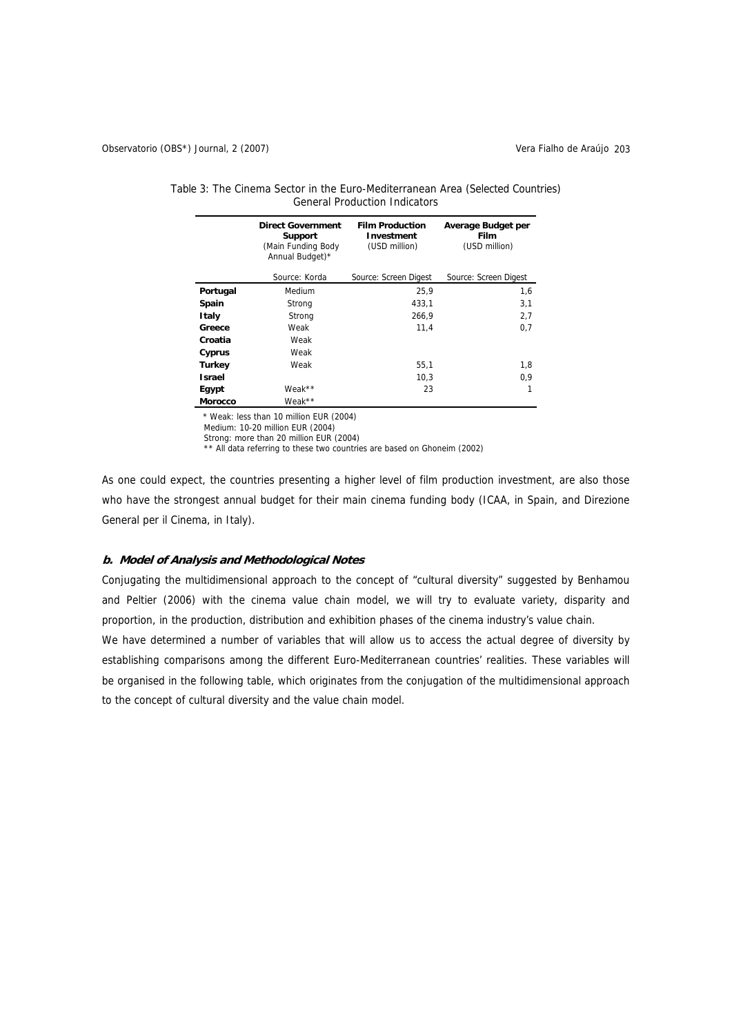Table 3: The Cinema Sector in the Euro-Mediterranean Area (Selected Countries) General Production Indicators

| | **Direct Government Support** (Main Funding Body Annual Budget)* | **Film Production Investment** (USD million) | **Average Budget per Film** (USD million) |
|---|---|---|---|
| | Source: Korda | Source: Screen Digest | Source: Screen Digest |
| **Portugal** | Medium | 25,9 | 1,6 |
| **Spain** | Strong | 433,1 | 3,1 |
| **Italy** | Strong | 266,9 | 2,7 |
| **Greece** | Weak | 11,4 | 0,7 |
| **Croatia** | Weak | | |
| **Cyprus** | Weak | | |
| **Turkey** | Weak | 55,1 | 1,8 |
| **Israel** | | 10,3 | 0,9 |
| **Egypt** | Weak** | 23 | 1 |
| **Morocco** | Weak** | | |

* Weak: less than 10 million EUR (2004)
Medium: 10-20 million EUR (2004)
Strong: more than 20 million EUR (2004)
** All data referring to these two countries are based on Ghoneim (2002)

As one could expect, the countries presenting a higher level of film production investment, are also those who have the strongest annual budget for their main cinema funding body (ICAA, in Spain, and Direzione General per il Cinema, in Italy).

### *b. Model of Analysis and Methodological Notes*

Conjugating the multidimensional approach to the concept of "cultural diversity" suggested by Benhamou and Peltier (2006) with the cinema value chain model, we will try to evaluate variety, disparity and proportion, in the production, distribution and exhibition phases of the cinema industry's value chain.

We have determined a number of variables that will allow us to access the actual degree of diversity by establishing comparisons among the different Euro-Mediterranean countries' realities. These variables will be organised in the following table, which originates from the conjugation of the multidimensional approach to the concept of cultural diversity and the value chain model.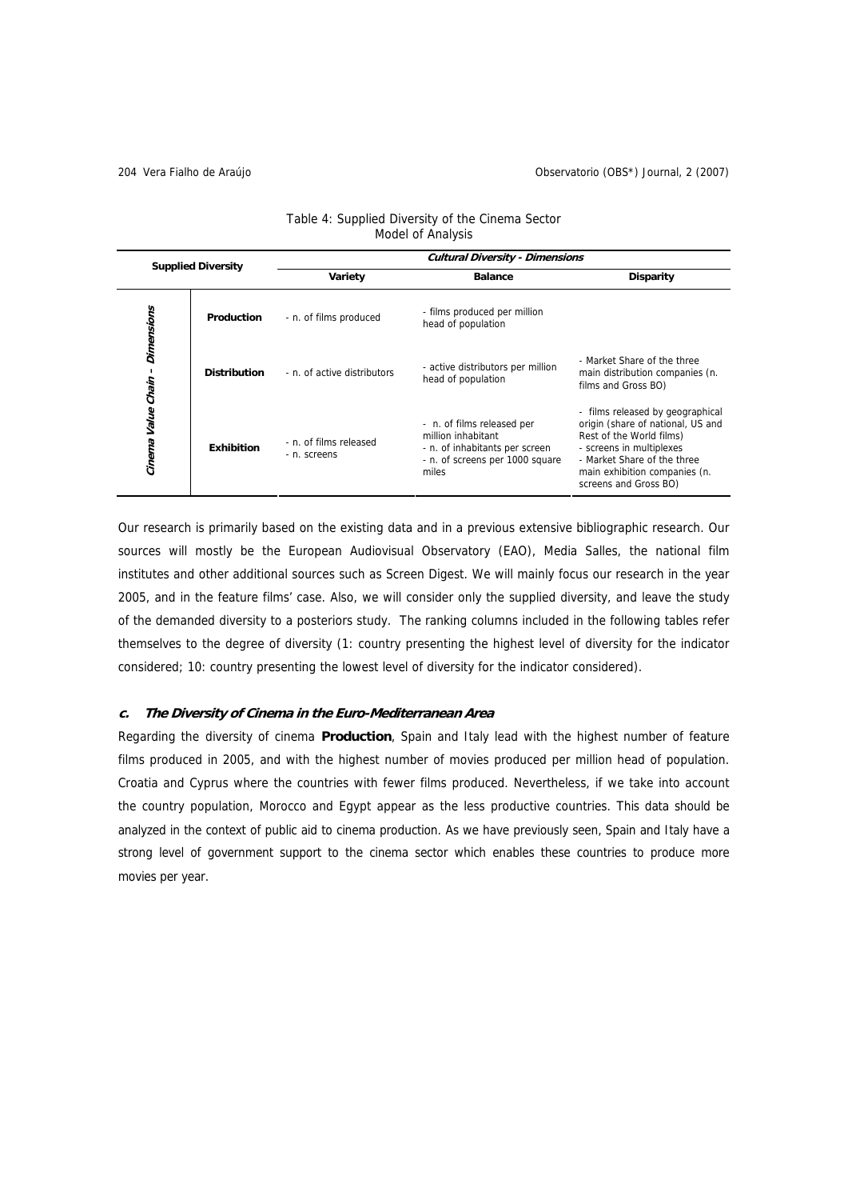Table 4: Supplied Diversity of the Cinema Sector
Model of Analysis

| Supplied Diversity | | *Cultural Diversity - Dimensions* | | |
|---|---|---|---|---|
| | | **Variety** | **Balance** | **Disparity** |
| *Cinema Value Chain - Dimensions* | **Production** | - n. of films produced | - films produced per million head of population | |
| | **Distribution** | - n. of active distributors | - active distributors per million head of population | - Market Share of the three main distribution companies (n. films and Gross BO) |
| | **Exhibition** | - n. of films released<br>- n. screens | - n. of films released per million inhabitant<br>- n. of inhabitants per screen<br>- n. of screens per 1000 square miles | - films released by geographical origin (share of national, US and Rest of the World films)<br>- screens in multiplexes<br>- Market Share of the three main exhibition companies (n. screens and Gross BO) |

Our research is primarily based on the existing data and in a previous extensive bibliographic research. Our sources will mostly be the European Audiovisual Observatory (EAO), Media Salles, the national film institutes and other additional sources such as Screen Digest. We will mainly focus our research in the year 2005, and in the feature films' case. Also, we will consider only the supplied diversity, and leave the study of the demanded diversity to a posteriors study. The ranking columns included in the following tables refer themselves to the degree of diversity (1: country presenting the highest level of diversity for the indicator considered; 10: country presenting the lowest level of diversity for the indicator considered).

### c. *The Diversity of Cinema in the Euro-Mediterranean Area*

Regarding the diversity of cinema **Production**, Spain and Italy lead with the highest number of feature films produced in 2005, and with the highest number of movies produced per million head of population. Croatia and Cyprus where the countries with fewer films produced. Nevertheless, if we take into account the country population, Morocco and Egypt appear as the less productive countries. This data should be analyzed in the context of public aid to cinema production. As we have previously seen, Spain and Italy have a strong level of government support to the cinema sector which enables these countries to produce more movies per year.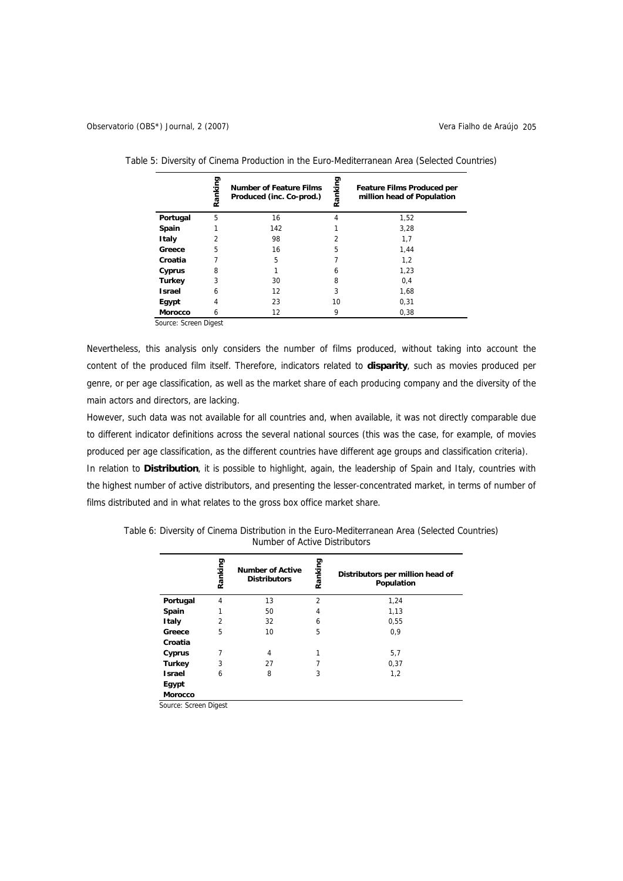Table 5: Diversity of Cinema Production in the Euro-Mediterranean Area (Selected Countries)

| | Ranking | Number of Feature Films Produced (inc. Co-prod.) | Ranking | Feature Films Produced per million head of Population |
|---|---|---|---|---|
| **Portugal** | 5 | 16 | 4 | 1,52 |
| **Spain** | 1 | 142 | 1 | 3,28 |
| **Italy** | 2 | 98 | 2 | 1,7 |
| **Greece** | 5 | 16 | 5 | 1,44 |
| **Croatia** | 7 | 5 | 7 | 1,2 |
| **Cyprus** | 8 | 1 | 6 | 1,23 |
| **Turkey** | 3 | 30 | 8 | 0,4 |
| **Israel** | 6 | 12 | 3 | 1,68 |
| **Egypt** | 4 | 23 | 10 | 0,31 |
| **Morocco** | 6 | 12 | 9 | 0,38 |

Source: Screen Digest

Nevertheless, this analysis only considers the number of films produced, without taking into account the content of the produced film itself. Therefore, indicators related to **disparity**, such as movies produced per genre, or per age classification, as well as the market share of each producing company and the diversity of the main actors and directors, are lacking.

However, such data was not available for all countries and, when available, it was not directly comparable due to different indicator definitions across the several national sources (this was the case, for example, of movies produced per age classification, as the different countries have different age groups and classification criteria).

In relation to **Distribution**, it is possible to highlight, again, the leadership of Spain and Italy, countries with the highest number of active distributors, and presenting the lesser-concentrated market, in terms of number of films distributed and in what relates to the gross box office market share.

Table 6: Diversity of Cinema Distribution in the Euro-Mediterranean Area (Selected Countries)
Number of Active Distributors

| | Ranking | Number of Active Distributors | Ranking | Distributors per million head of Population |
|---|---|---|---|---|
| **Portugal** | 4 | 13 | 2 | 1,24 |
| **Spain** | 1 | 50 | 4 | 1,13 |
| **Italy** | 2 | 32 | 6 | 0,55 |
| **Greece** | 5 | 10 | 5 | 0,9 |
| **Croatia** | | | | |
| **Cyprus** | 7 | 4 | 1 | 5,7 |
| **Turkey** | 3 | 27 | 7 | 0,37 |
| **Israel** | 6 | 8 | 3 | 1,2 |
| **Egypt** | | | | |
| **Morocco** | | | | |

Source: Screen Digest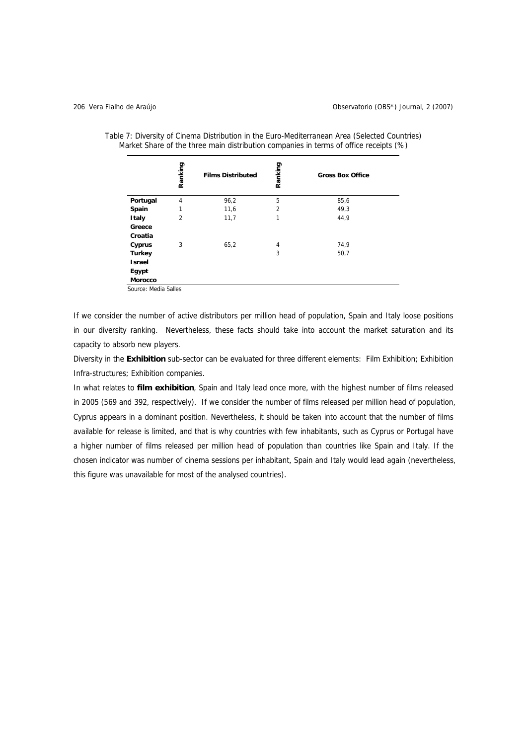Table 7: Diversity of Cinema Distribution in the Euro-Mediterranean Area (Selected Countries)
Market Share of the three main distribution companies in terms of office receipts (%)

| | Ranking | Films Distributed | Ranking | Gross Box Office |
|---|---|---|---|---|
| **Portugal** | 4 | 96,2 | 5 | 85,6 |
| **Spain** | 1 | 11,6 | 2 | 49,3 |
| **Italy** | 2 | 11,7 | 1 | 44,9 |
| **Greece** | | | | |
| **Croatia** | | | | |
| **Cyprus** | 3 | 65,2 | 4 | 74,9 |
| **Turkey** | | | 3 | 50,7 |
| **Israel** | | | | |
| **Egypt** | | | | |
| **Morocco** | | | | |

Source: Media Salles

If we consider the number of active distributors per million head of population, Spain and Italy loose positions in our diversity ranking. Nevertheless, these facts should take into account the market saturation and its capacity to absorb new players.

Diversity in the **Exhibition** sub-sector can be evaluated for three different elements: Film Exhibition; Exhibition Infra-structures; Exhibition companies.

In what relates to **film exhibition**, Spain and Italy lead once more, with the highest number of films released in 2005 (569 and 392, respectively). If we consider the number of films released per million head of population, Cyprus appears in a dominant position. Nevertheless, it should be taken into account that the number of films available for release is limited, and that is why countries with few inhabitants, such as Cyprus or Portugal have a higher number of films released per million head of population than countries like Spain and Italy. If the chosen indicator was number of cinema sessions per inhabitant, Spain and Italy would lead again (nevertheless, this figure was unavailable for most of the analysed countries).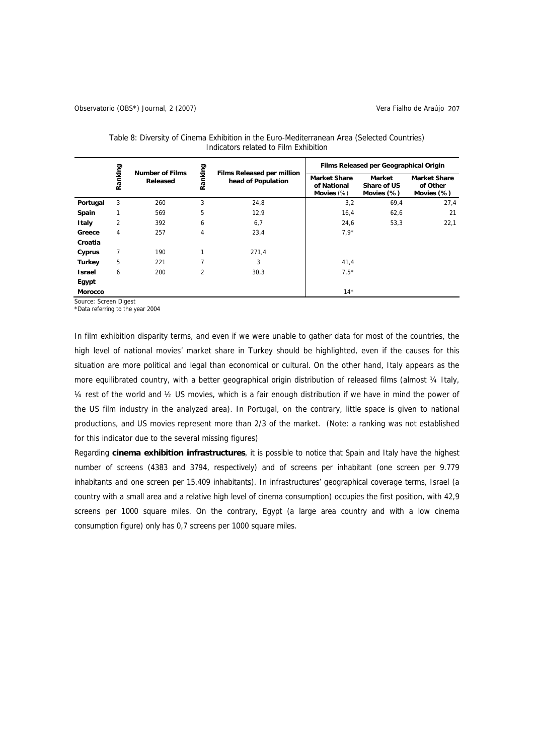Table 8: Diversity of Cinema Exhibition in the Euro-Mediterranean Area (Selected Countries)
Indicators related to Film Exhibition

| | Ranking | Number of Films Released | Ranking | Films Released per million head of Population | Films Released per Geographical Origin | | |
|---|---|---|---|---|---|---|---|
| | | | | | Market Share of National Movies (%) | Market Share of US Movies (%) | Market Share of Other Movies (%) |
| **Portugal** | 3 | 260 | 3 | 24,8 | 3,2 | 69,4 | 27,4 |
| **Spain** | 1 | 569 | 5 | 12,9 | 16,4 | 62,6 | 21 |
| **Italy** | 2 | 392 | 6 | 6,7 | 24,6 | 53,3 | 22,1 |
| **Greece** | 4 | 257 | 4 | 23,4 | 7,9* | | |
| **Croatia** | | | | | | | |
| **Cyprus** | 7 | 190 | 1 | 271,4 | | | |
| **Turkey** | 5 | 221 | 7 | 3 | 41,4 | | |
| **Israel** | 6 | 200 | 2 | 30,3 | 7,5* | | |
| **Egypt** | | | | | | | |
| **Morocco** | | | | | 14* | | |

Source: Screen Digest
*Data referring to the year 2004

In film exhibition disparity terms, and even if we were unable to gather data for most of the countries, the high level of national movies' market share in Turkey should be highlighted, even if the causes for this situation are more political and legal than economical or cultural. On the other hand, Italy appears as the more equilibrated country, with a better geographical origin distribution of released films (almost ¼ Italy, ¼ rest of the world and ½ US movies, which is a fair enough distribution if we have in mind the power of the US film industry in the analyzed area). In Portugal, on the contrary, little space is given to national productions, and US movies represent more than 2/3 of the market. (Note: a ranking was not established for this indicator due to the several missing figures)

Regarding **cinema exhibition infrastructures**, it is possible to notice that Spain and Italy have the highest number of screens (4383 and 3794, respectively) and of screens per inhabitant (one screen per 9.779 inhabitants and one screen per 15.409 inhabitants). In infrastructures' geographical coverage terms, Israel (a country with a small area and a relative high level of cinema consumption) occupies the first position, with 42,9 screens per 1000 square miles. On the contrary, Egypt (a large area country and with a low cinema consumption figure) only has 0,7 screens per 1000 square miles.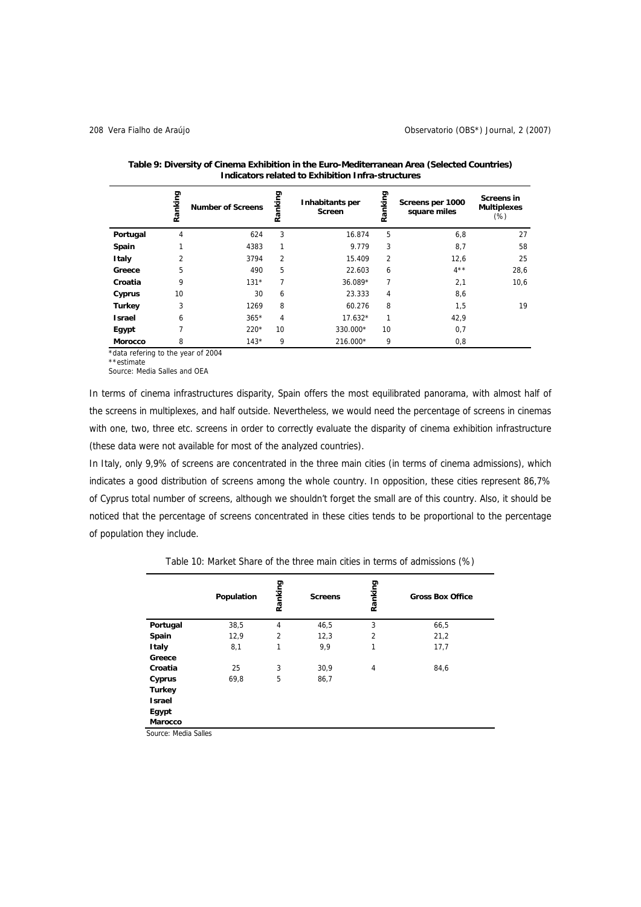**Table 9: Diversity of Cinema Exhibition in the Euro-Mediterranean Area (Selected Countries) Indicators related to Exhibition Infra-structures**

| | Ranking | Number of Screens | Ranking | Inhabitants per Screen | Ranking | Screens per 1000 square miles | Screens in Multiplexes (%) |
|---|---|---|---|---|---|---|---|
| **Portugal** | 4 | 624 | 3 | 16.874 | 5 | 6,8 | 27 |
| **Spain** | 1 | 4383 | 1 | 9.779 | 3 | 8,7 | 58 |
| **Italy** | 2 | 3794 | 2 | 15.409 | 2 | 12,6 | 25 |
| **Greece** | 5 | 490 | 5 | 22.603 | 6 | 4** | 28,6 |
| **Croatia** | 9 | 131* | 7 | 36.089* | 7 | 2,1 | 10,6 |
| **Cyprus** | 10 | 30 | 6 | 23.333 | 4 | 8,6 | |
| **Turkey** | 3 | 1269 | 8 | 60.276 | 8 | 1,5 | 19 |
| **Israel** | 6 | 365* | 4 | 17.632* | 1 | 42,9 | |
| **Egypt** | 7 | 220* | 10 | 330.000* | 10 | 0,7 | |
| **Morocco** | 8 | 143* | 9 | 216.000* | 9 | 0,8 | |

*data refering to the year of 2004
**estimate
Source: Media Salles and OEA

In terms of cinema infrastructures disparity, Spain offers the most equilibrated panorama, with almost half of the screens in multiplexes, and half outside. Nevertheless, we would need the percentage of screens in cinemas with one, two, three etc. screens in order to correctly evaluate the disparity of cinema exhibition infrastructure (these data were not available for most of the analyzed countries).

In Italy, only 9,9% of screens are concentrated in the three main cities (in terms of cinema admissions), which indicates a good distribution of screens among the whole country. In opposition, these cities represent 86,7% of Cyprus total number of screens, although we shouldn't forget the small are of this country. Also, it should be noticed that the percentage of screens concentrated in these cities tends to be proportional to the percentage of population they include.

Table 10: Market Share of the three main cities in terms of admissions (%)

| | Population | Ranking | Screens | Ranking | Gross Box Office |
|---|---|---|---|---|---|
| **Portugal** | 38,5 | 4 | 46,5 | 3 | 66,5 |
| **Spain** | 12,9 | 2 | 12,3 | 2 | 21,2 |
| **Italy** | 8,1 | 1 | 9,9 | 1 | 17,7 |
| **Greece** | | | | | |
| **Croatia** | 25 | 3 | 30,9 | 4 | 84,6 |
| **Cyprus** | 69,8 | 5 | 86,7 | | |
| **Turkey** | | | | | |
| **Israel** | | | | | |
| **Egypt** | | | | | |
| **Marocco** | | | | | |

Source: Media Salles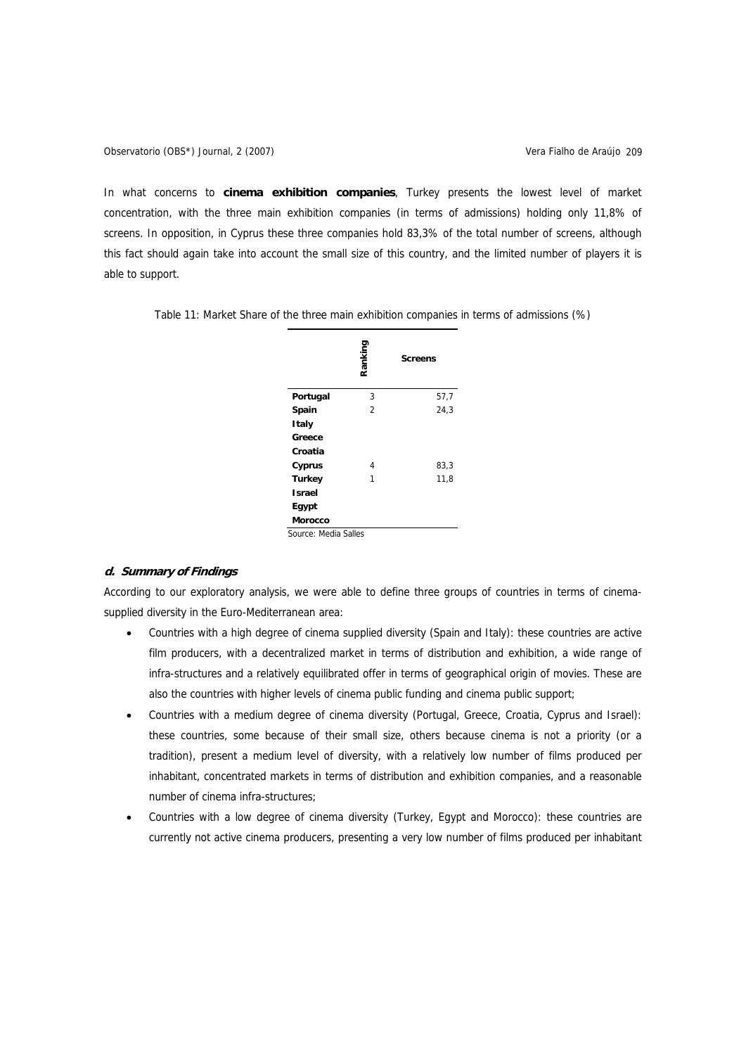In what concerns to **cinema exhibition companies**, Turkey presents the lowest level of market concentration, with the three main exhibition companies (in terms of admissions) holding only 11,8% of screens. In opposition, in Cyprus these three companies hold 83,3% of the total number of screens, although this fact should again take into account the small size of this country, and the limited number of players it is able to support.

Table 11: Market Share of the three main exhibition companies in terms of admissions (%)

| | Ranking | Screens |
|---|---|---|
| **Portugal** | 3 | 57,7 |
| **Spain** | 2 | 24,3 |
| **Italy** | | |
| **Greece** | | |
| **Croatia** | | |
| **Cyprus** | 4 | 83,3 |
| **Turkey** | 1 | 11,8 |
| **Israel** | | |
| **Egypt** | | |
| **Morocco** | | |

Source: Media Salles

### *d. Summary of Findings*

According to our exploratory analysis, we were able to define three groups of countries in terms of cinema-supplied diversity in the Euro-Mediterranean area:

- Countries with a high degree of cinema supplied diversity (Spain and Italy): these countries are active film producers, with a decentralized market in terms of distribution and exhibition, a wide range of infra-structures and a relatively equilibrated offer in terms of geographical origin of movies. These are also the countries with higher levels of cinema public funding and cinema public support;
- Countries with a medium degree of cinema diversity (Portugal, Greece, Croatia, Cyprus and Israel): these countries, some because of their small size, others because cinema is not a priority (or a tradition), present a medium level of diversity, with a relatively low number of films produced per inhabitant, concentrated markets in terms of distribution and exhibition companies, and a reasonable number of cinema infra-structures;
- Countries with a low degree of cinema diversity (Turkey, Egypt and Morocco): these countries are currently not active cinema producers, presenting a very low number of films produced per inhabitant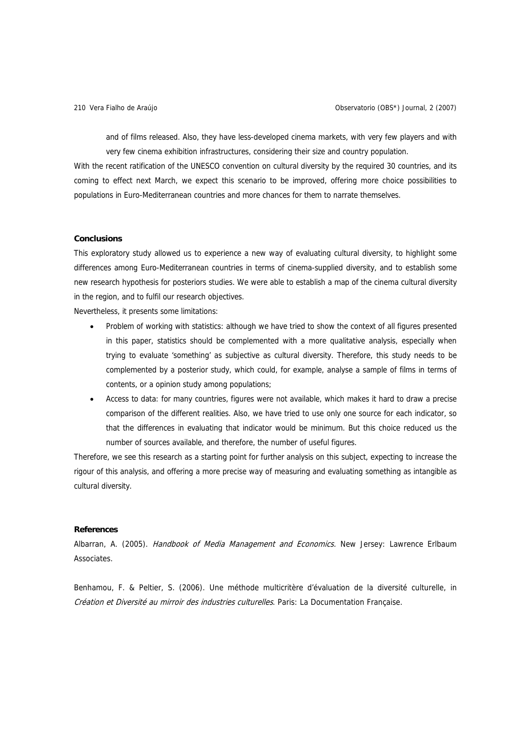and of films released. Also, they have less-developed cinema markets, with very few players and with very few cinema exhibition infrastructures, considering their size and country population.

With the recent ratification of the UNESCO convention on cultural diversity by the required 30 countries, and its coming to effect next March, we expect this scenario to be improved, offering more choice possibilities to populations in Euro-Mediterranean countries and more chances for them to narrate themselves.

## Conclusions

This exploratory study allowed us to experience a new way of evaluating cultural diversity, to highlight some differences among Euro-Mediterranean countries in terms of cinema-supplied diversity, and to establish some new research hypothesis for posteriors studies. We were able to establish a map of the cinema cultural diversity in the region, and to fulfil our research objectives.

Nevertheless, it presents some limitations:

- Problem of working with statistics: although we have tried to show the context of all figures presented in this paper, statistics should be complemented with a more qualitative analysis, especially when trying to evaluate 'something' as subjective as cultural diversity. Therefore, this study needs to be complemented by a posterior study, which could, for example, analyse a sample of films in terms of contents, or a opinion study among populations;
- Access to data: for many countries, figures were not available, which makes it hard to draw a precise comparison of the different realities. Also, we have tried to use only one source for each indicator, so that the differences in evaluating that indicator would be minimum. But this choice reduced us the number of sources available, and therefore, the number of useful figures.

Therefore, we see this research as a starting point for further analysis on this subject, expecting to increase the rigour of this analysis, and offering a more precise way of measuring and evaluating something as intangible as cultural diversity.

## References

Albarran, A. (2005). *Handbook of Media Management and Economics.* New Jersey: Lawrence Erlbaum Associates.

Benhamou, F. & Peltier, S. (2006). Une méthode multicritère d'évaluation de la diversité culturelle, in *Création et Diversité au mirroir des industries culturelles*. Paris: La Documentation Française.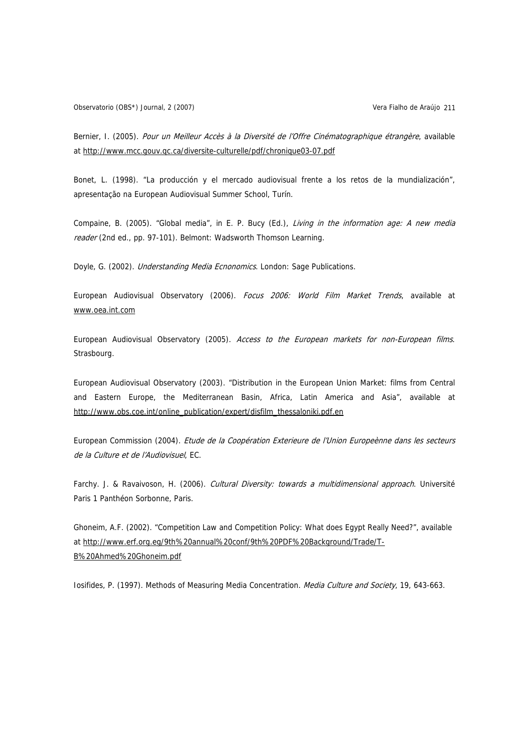Bernier, I. (2005). *Pour un Meilleur Accès à la Diversité de l'Offre Cinématographique étrangère*, available at http://www.mcc.gouv.qc.ca/diversite-culturelle/pdf/chronique03-07.pdf

Bonet, L. (1998). "La producción y el mercado audiovisual frente a los retos de la mundialización", apresentação na European Audiovisual Summer School, Turín.

Compaine, B. (2005). "Global media", in E. P. Bucy (Ed.), *Living in the information age: A new media reader* (2nd ed., pp. 97-101). Belmont: Wadsworth Thomson Learning.

Doyle, G. (2002). *Understanding Media Ecnonomics*. London: Sage Publications.

European Audiovisual Observatory (2006). *Focus 2006: World Film Market Trends*, available at www.oea.int.com

European Audiovisual Observatory (2005). *Access to the European markets for non-European films*. Strasbourg.

European Audiovisual Observatory (2003). "Distribution in the European Union Market: films from Central and Eastern Europe, the Mediterranean Basin, Africa, Latin America and Asia", available at http://www.obs.coe.int/online_publication/expert/disfilm_thessaloniki.pdf.en

European Commission (2004). *Etude de la Coopération Exterieure de l'Union Europeènne dans les secteurs de la Culture et de l'Audiovisuel*, EC.

Farchy. J. & Ravaivoson, H. (2006). *Cultural Diversity: towards a multidimensional approach*. Université Paris 1 Panthéon Sorbonne, Paris.

Ghoneim, A.F. (2002). "Competition Law and Competition Policy: What does Egypt Really Need?", available at http://www.erf.org.eg/9th%20annual%20conf/9th%20PDF%20Background/Trade/T-B%20Ahmed%20Ghoneim.pdf

Iosifides, P. (1997). Methods of Measuring Media Concentration. *Media Culture and Society*, 19, 643-663.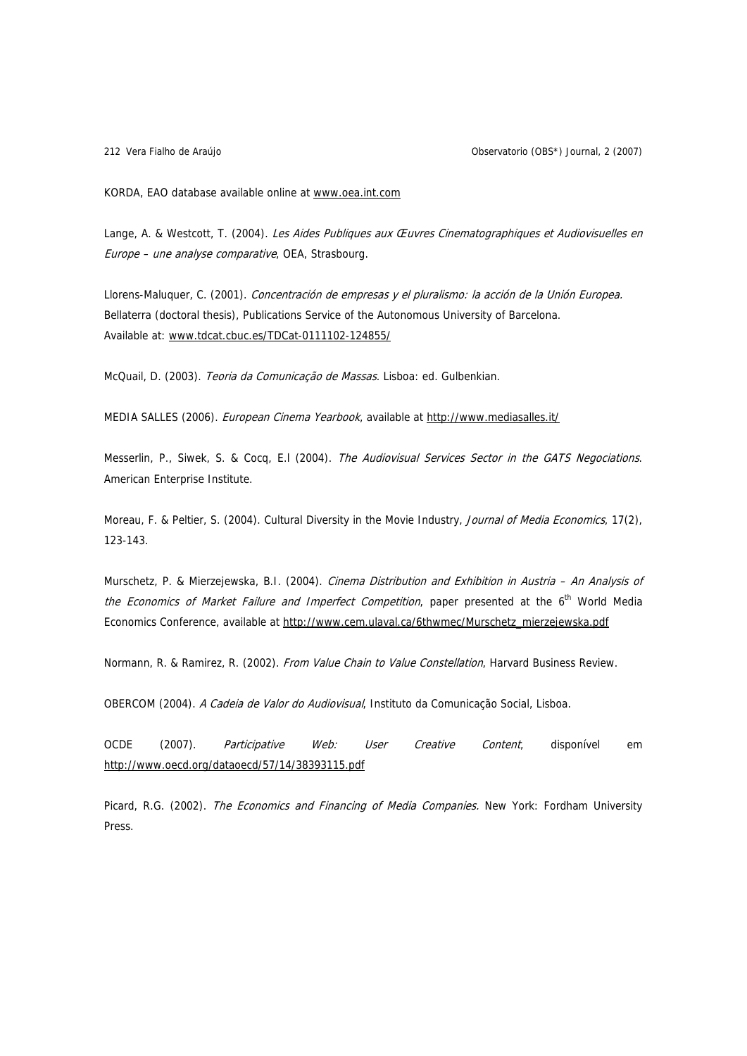KORDA, EAO database available online at www.oea.int.com

Lange, A. & Westcott, T. (2004). *Les Aides Publiques aux Œuvres Cinematographiques et Audiovisuelles en Europe – une analyse comparative*, OEA, Strasbourg.

Llorens-Maluquer, C. (2001). *Concentración de empresas y el pluralismo: la acción de la Unión Europea*. Bellaterra (doctoral thesis), Publications Service of the Autonomous University of Barcelona. Available at: www.tdcat.cbuc.es/TDCat-0111102-124855/

McQuail, D. (2003). *Teoria da Comunicação de Massas*. Lisboa: ed. Gulbenkian.

MEDIA SALLES (2006). *European Cinema Yearbook*, available at http://www.mediasalles.it/

Messerlin, P., Siwek, S. & Cocq, E.l (2004). *The Audiovisual Services Sector in the GATS Negociations*. American Enterprise Institute.

Moreau, F. & Peltier, S. (2004). Cultural Diversity in the Movie Industry, *Journal of Media Economics*, 17(2), 123-143.

Murschetz, P. & Mierzejewska, B.I. (2004). *Cinema Distribution and Exhibition in Austria – An Analysis of the Economics of Market Failure and Imperfect Competition*, paper presented at the 6th World Media Economics Conference, available at http://www.cem.ulaval.ca/6thwmec/Murschetz_mierzejewska.pdf

Normann, R. & Ramirez, R. (2002). *From Value Chain to Value Constellation*, Harvard Business Review.

OBERCOM (2004). *A Cadeia de Valor do Audiovisual*, Instituto da Comunicação Social, Lisboa.

OCDE (2007). *Participative Web: User Creative Content*, disponível em http://www.oecd.org/dataoecd/57/14/38393115.pdf

Picard, R.G. (2002). *The Economics and Financing of Media Companies.* New York: Fordham University Press.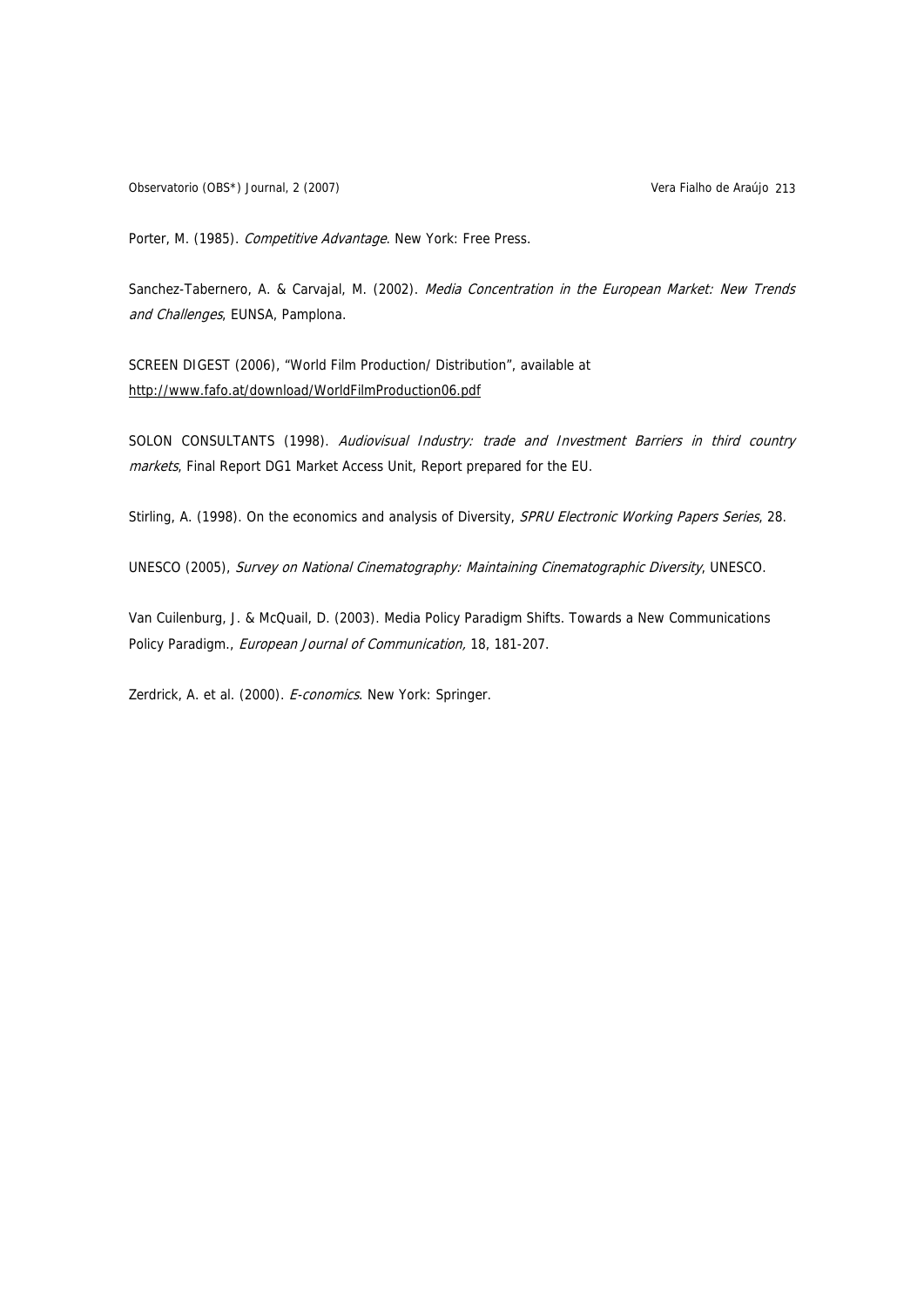Porter, M. (1985). *Competitive Advantage*. New York: Free Press.

Sanchez-Tabernero, A. & Carvajal, M. (2002). *Media Concentration in the European Market: New Trends and Challenges*, EUNSA, Pamplona.

SCREEN DIGEST (2006), "World Film Production/ Distribution", available at http://www.fafo.at/download/WorldFilmProduction06.pdf

SOLON CONSULTANTS (1998). *Audiovisual Industry: trade and Investment Barriers in third country markets*, Final Report DG1 Market Access Unit, Report prepared for the EU.

Stirling, A. (1998). On the economics and analysis of Diversity, *SPRU Electronic Working Papers Series*, 28.

UNESCO (2005), *Survey on National Cinematography: Maintaining Cinematographic Diversity*, UNESCO.

Van Cuilenburg, J. & McQuail, D. (2003). Media Policy Paradigm Shifts. Towards a New Communications Policy Paradigm., *European Journal of Communication,* 18, 181-207.

Zerdrick, A. et al. (2000). *E-conomics*. New York: Springer.